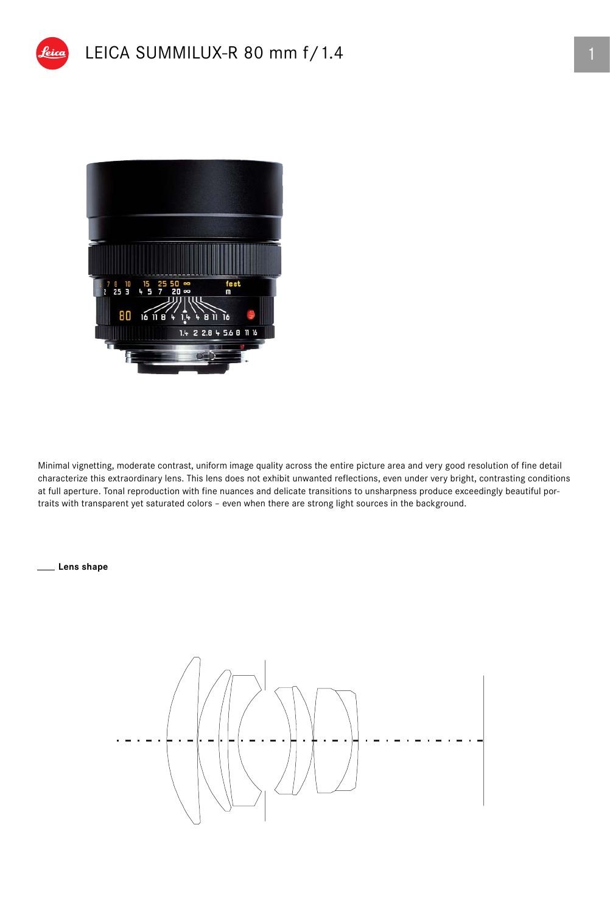# LEICA SUMMILUX-R 80 mm f/1.4

Minimal vignetting, moderate contrast, uniform image quality across the entire picture area and very good resolution of fine detail characterize this extraordinary lens. This lens does not exhibit unwanted reflections, even under very bright, contrasting conditions at full aperture. Tonal reproduction with fine nuances and delicate transitions to unsharpness produce exceedingly beautiful portraits with transparent yet saturated colors – even when there are strong light sources in the background.

**Lens shape**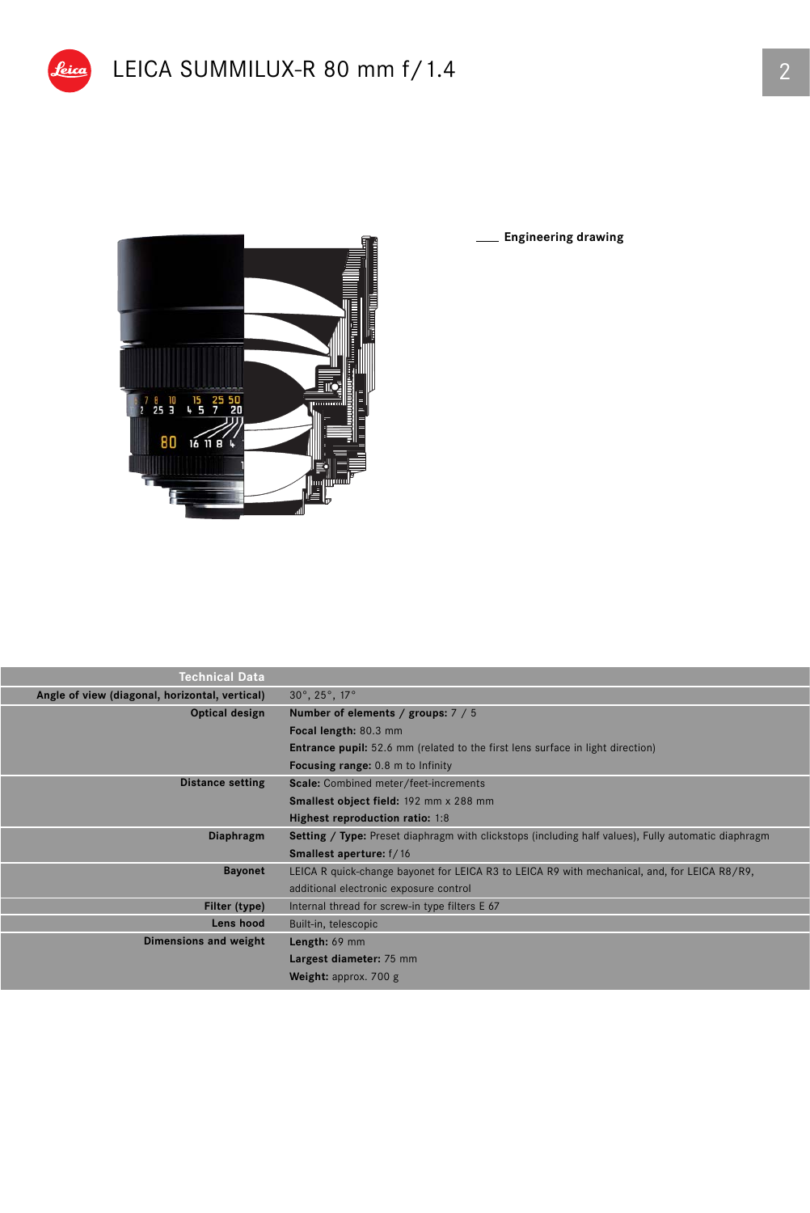# LEICA SUMMILUX-R 80 mm f/1.4

Engineering drawing

| Technical Data | |
|---|---|
| Angle of view (diagonal, horizontal, vertical) | 30°, 25°, 17° |
| Optical design | **Number of elements / groups:** 7 / 5<br>**Focal length:** 80.3 mm<br>**Entrance pupil:** 52.6 mm (related to the first lens surface in light direction)<br>**Focusing range:** 0.8 m to Infinity |
| Distance setting | **Scale:** Combined meter/feet-increments<br>**Smallest object field:** 192 mm x 288 mm<br>**Highest reproduction ratio:** 1:8 |
| Diaphragm | **Setting / Type:** Preset diaphragm with clickstops (including half values), Fully automatic diaphragm<br>**Smallest aperture:** f/16 |
| Bayonet | LEICA R quick-change bayonet for LEICA R3 to LEICA R9 with mechanical, and, for LEICA R8/R9, additional electronic exposure control |
| Filter (type) | Internal thread for screw-in type filters E 67 |
| Lens hood | Built-in, telescopic |
| Dimensions and weight | **Length:** 69 mm<br>**Largest diameter:** 75 mm<br>**Weight:** approx. 700 g |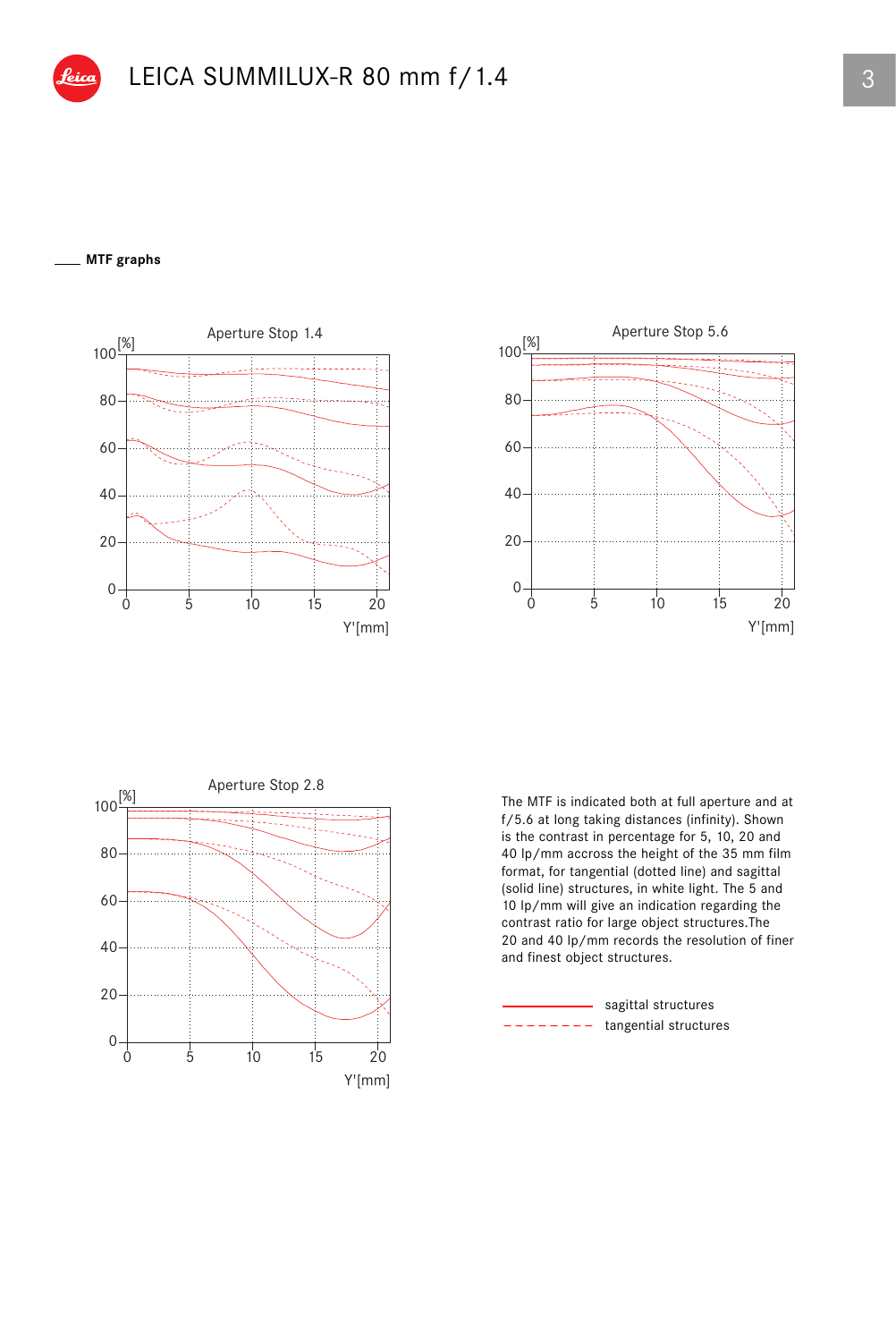# LEICA SUMMILUX-R 80 mm f/1.4

## MTF graphs

Aperture Stop 1.4

Aperture Stop 5.6

Aperture Stop 2.8

The MTF is indicated both at full aperture and at f/5.6 at long taking distances (infinity). Shown is the contrast in percentage for 5, 10, 20 and 40 lp/mm accross the height of the 35 mm film format, for tangential (dotted line) and sagittal (solid line) structures, in white light. The 5 and 10 lp/mm will give an indication regarding the contrast ratio for large object structures.The 20 and 40 lp/mm records the resolution of finer and finest object structures.

sagittal structures
tangential structures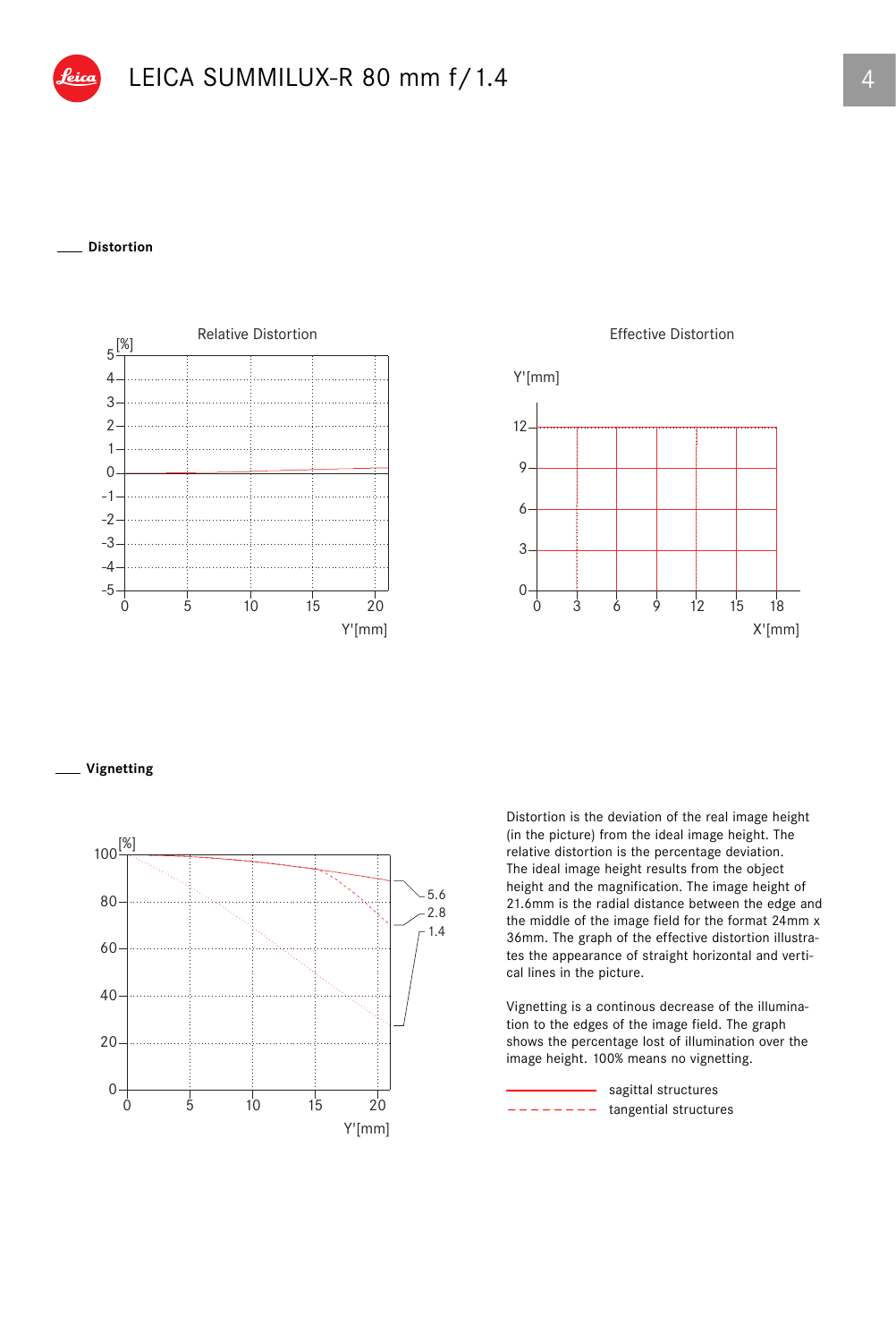# LEICA SUMMILUX-R 80 mm f/1.4

## Distortion

Relative Distortion

Effective Distortion

## Vignetting

Distortion is the deviation of the real image height (in the picture) from the ideal image height. The relative distortion is the percentage deviation. The ideal image height results from the object height and the magnification. The image height of 21.6mm is the radial distance between the edge and the middle of the image field for the format 24mm x 36mm. The graph of the effective distortion illustrates the appearance of straight horizontal and vertical lines in the picture.

Vignetting is a continous decrease of the illumination to the edges of the image field. The graph shows the percentage lost of illumination over the image height. 100% means no vignetting.

sagittal structures

tangential structures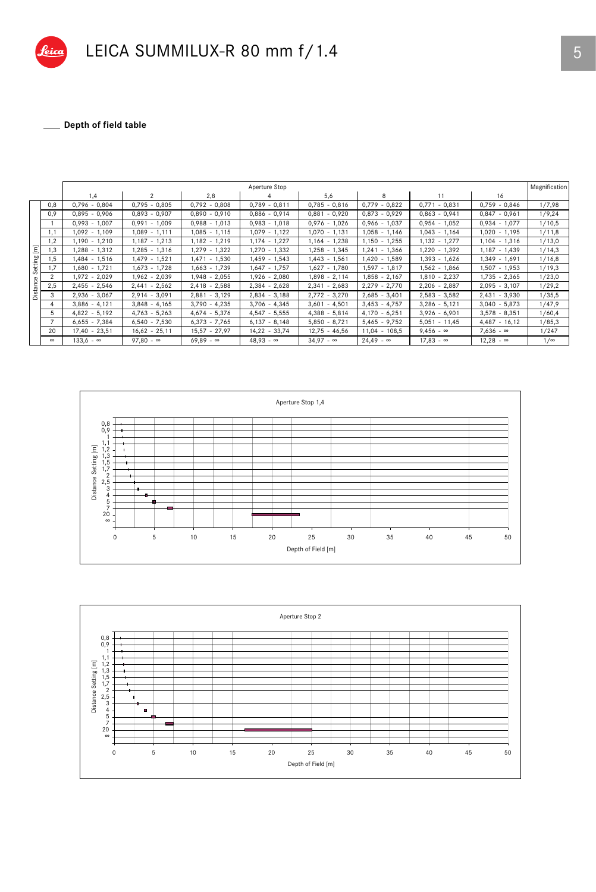# LEICA SUMMILUX-R 80 mm f/1.4

## Depth of field table

| Distance Setting [m] | Aperture Stop: 1,4 | 2 | 2,8 | 4 | 5,6 | 8 | 11 | 16 | Magnification |
|---|---|---|---|---|---|---|---|---|---|
| 0,8 | 0,796 - 0,804 | 0,795 - 0,805 | 0,792 - 0,808 | 0,789 - 0,811 | 0,785 - 0,816 | 0,779 - 0,822 | 0,771 - 0,831 | 0,759 - 0,846 | 1/7,98 |
| 0,9 | 0,895 - 0,906 | 0,893 - 0,907 | 0,890 - 0,910 | 0,886 - 0,914 | 0,881 - 0,920 | 0,873 - 0,929 | 0,863 - 0,941 | 0,847 - 0,961 | 1/9,24 |
| 1 | 0,993 - 1,007 | 0,991 - 1,009 | 0,988 - 1,013 | 0,983 - 1,018 | 0,976 - 1,026 | 0,966 - 1,037 | 0,954 - 1,052 | 0,934 - 1,077 | 1/10,5 |
| 1,1 | 1,092 - 1,109 | 1,089 - 1,111 | 1,085 - 1,115 | 1,079 - 1,122 | 1,070 - 1,131 | 1,058 - 1,146 | 1,043 - 1,164 | 1,020 - 1,195 | 1/11,8 |
| 1,2 | 1,190 - 1,210 | 1,187 - 1,213 | 1,182 - 1,219 | 1,174 - 1,227 | 1,164 - 1,238 | 1,150 - 1,255 | 1,132 - 1,277 | 1,104 - 1,316 | 1/13,0 |
| 1,3 | 1,288 - 1,312 | 1,285 - 1,316 | 1,279 - 1,322 | 1,270 - 1,332 | 1,258 - 1,345 | 1,241 - 1,366 | 1,220 - 1,392 | 1,187 - 1,439 | 1/14,3 |
| 1,5 | 1,484 - 1,516 | 1,479 - 1,521 | 1,471 - 1,530 | 1,459 - 1,543 | 1,443 - 1,561 | 1,420 - 1,589 | 1,393 - 1,626 | 1,349 - 1,691 | 1/16,8 |
| 1,7 | 1,680 - 1,721 | 1,673 - 1,728 | 1,663 - 1,739 | 1,647 - 1,757 | 1,627 - 1,780 | 1,597 - 1,817 | 1,562 - 1,866 | 1,507 - 1,953 | 1/19,3 |
| 2 | 1,972 - 2,029 | 1,962 - 2,039 | 1,948 - 2,055 | 1,926 - 2,080 | 1,898 - 2,114 | 1,858 - 2,167 | 1,810 - 2,237 | 1,735 - 2,365 | 1/23,0 |
| 2,5 | 2,455 - 2,546 | 2,441 - 2,562 | 2,418 - 2,588 | 2,384 - 2,628 | 2,341 - 2,683 | 2,279 - 2,770 | 2,206 - 2,887 | 2,095 - 3,107 | 1/29,2 |
| 3 | 2,936 - 3,067 | 2,914 - 3,091 | 2,881 - 3,129 | 2,834 - 3,188 | 2,772 - 3,270 | 2,685 - 3,401 | 2,583 - 3,582 | 2,431 - 3,930 | 1/35,5 |
| 4 | 3,886 - 4,121 | 3,848 - 4,165 | 3,790 - 4,235 | 3,706 - 4,345 | 3,601 - 4,501 | 3,453 - 4,757 | 3,286 - 5,121 | 3,040 - 5,873 | 1/47,9 |
| 5 | 4,822 - 5,192 | 4,763 - 5,263 | 4,674 - 5,376 | 4,547 - 5,555 | 4,388 - 5,814 | 4,170 - 6,251 | 3,926 - 6,901 | 3,578 - 8,351 | 1/60,4 |
| 7 | 6,655 - 7,384 | 6,540 - 7,530 | 6,373 - 7,765 | 6,137 - 8,148 | 5,850 - 8,721 | 5,465 - 9,752 | 5,051 - 11,45 | 4,487 - 16,12 | 1/85,3 |
| 20 | 17,40 - 23,51 | 16,62 - 25,11 | 15,57 - 27,97 | 14,22 - 33,74 | 12,75 - 46,56 | 11,04 - 108,5 | 9,456 - ∞ | 7,636 - ∞ | 1/247 |
| ∞ | 133,6 - ∞ | 97,80 - ∞ | 69,89 - ∞ | 48,93 - ∞ | 34,97 - ∞ | 24,49 - ∞ | 17,83 - ∞ | 12,28 - ∞ | 1/∞ |

Aperture Stop 1,4

Distance Setting [m] / Depth of Field [m]

Aperture Stop 2

Distance Setting [m] / Depth of Field [m]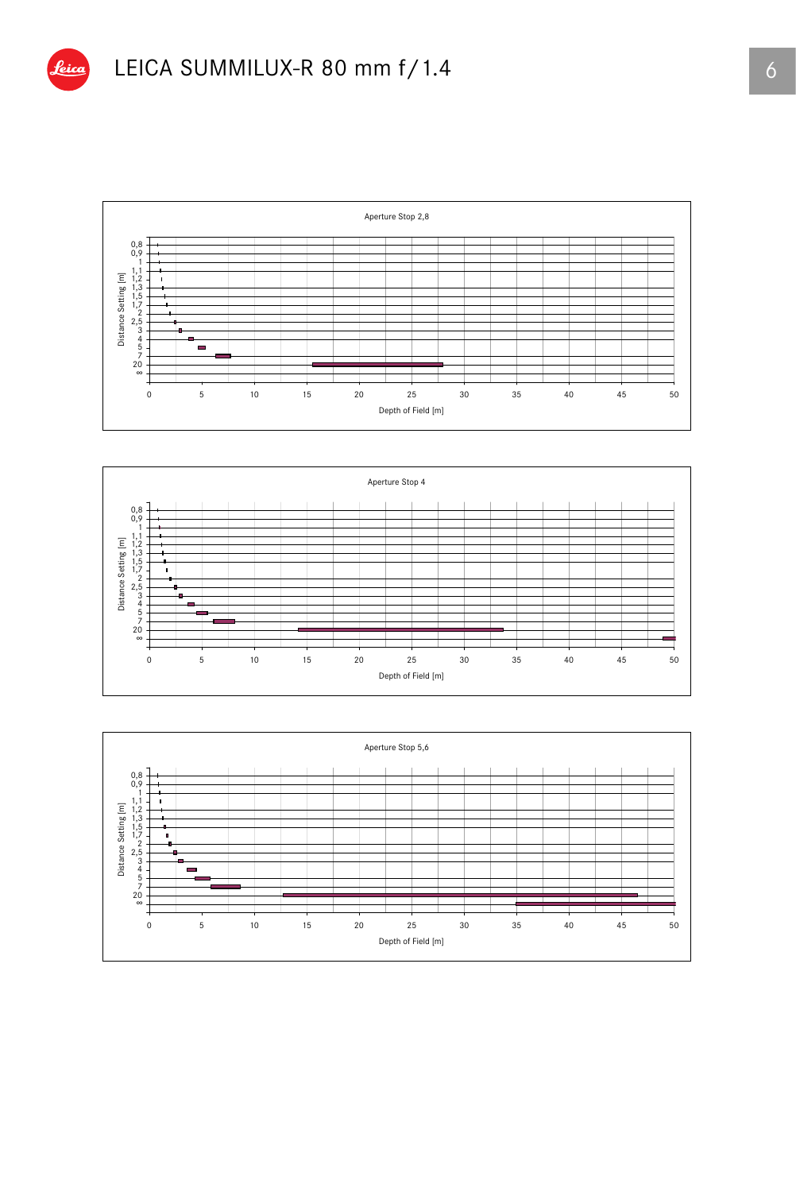# LEICA SUMMILUX-R 80 mm f/1.4

Aperture Stop 2,8

Distance Setting [m]: 0,8 · 0,9 · 1 · 1,1 · 1,2 · 1,3 · 1,5 · 1,7 · 2 · 2,5 · 3 · 4 · 5 · 7 · 20 · ∞

Depth of Field [m]: 0 · 5 · 10 · 15 · 20 · 25 · 30 · 35 · 40 · 45 · 50

Aperture Stop 4

Distance Setting [m]: 0,8 · 0,9 · 1 · 1,1 · 1,2 · 1,3 · 1,5 · 1,7 · 2 · 2,5 · 3 · 4 · 5 · 7 · 20 · ∞

Depth of Field [m]: 0 · 5 · 10 · 15 · 20 · 25 · 30 · 35 · 40 · 45 · 50

Aperture Stop 5,6

Distance Setting [m]: 0,8 · 0,9 · 1 · 1,1 · 1,2 · 1,3 · 1,5 · 1,7 · 2 · 2,5 · 3 · 4 · 5 · 7 · 20 · ∞

Depth of Field [m]: 0 · 5 · 10 · 15 · 20 · 25 · 30 · 35 · 40 · 45 · 50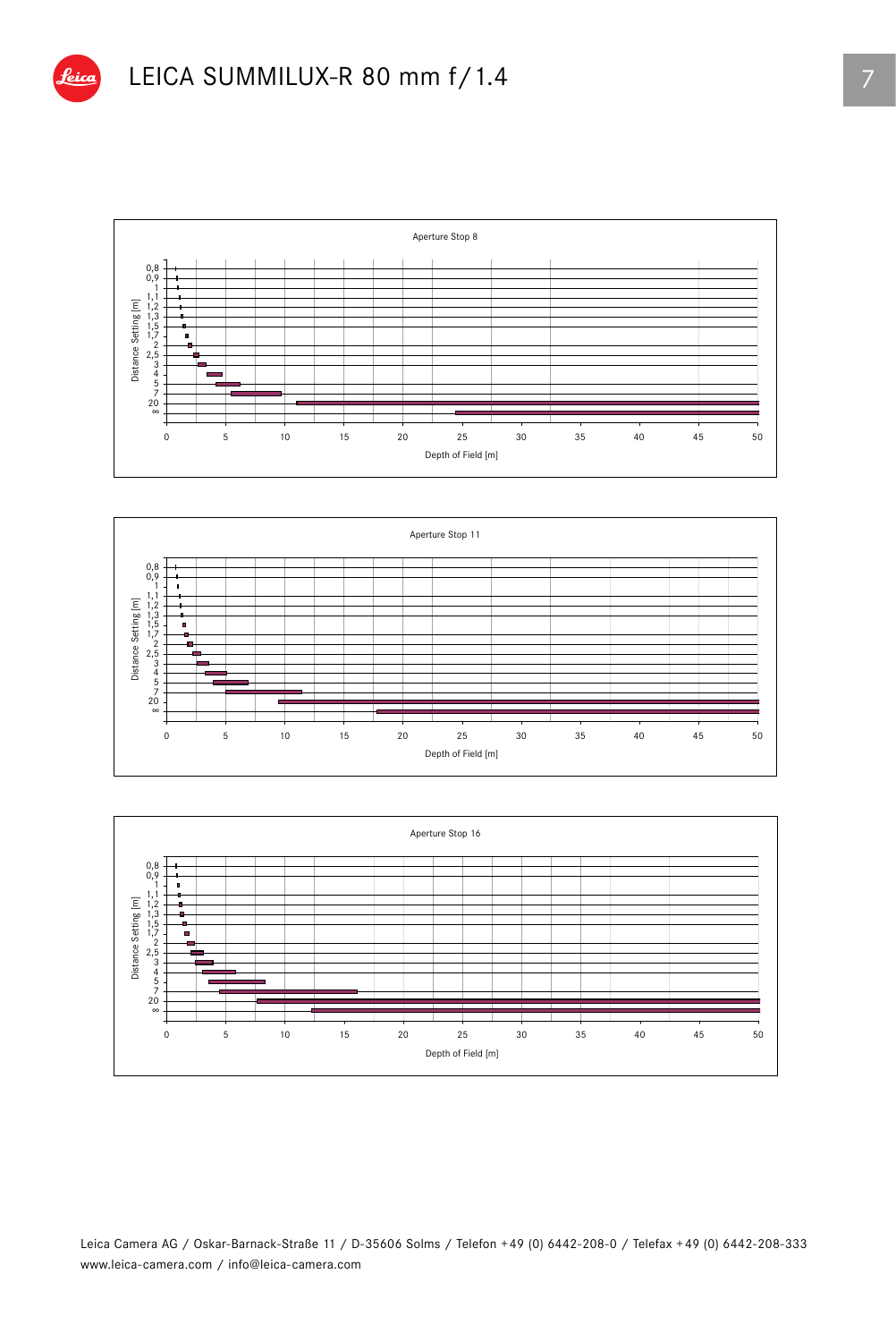# LEICA SUMMILUX-R 80 mm f/1.4

Aperture Stop 8

Distance Setting [m]

0,8
0,9
1
1,1
1,2
1,3
1,5
1,7
2
2,5
3
4
5
7
20
∞

0 5 10 15 20 25 30 35 40 45 50

Depth of Field [m]

Aperture Stop 11

Distance Setting [m]

0,8
0,9
1
1,1
1,2
1,3
1,5
1,7
2
2,5
3
4
5
7
20
∞

0 5 10 15 20 25 30 35 40 45 50

Depth of Field [m]

Aperture Stop 16

Distance Setting [m]

0,8
0,9
1
1,1
1,2
1,3
1,5
1,7
2
2,5
3
4
5
7
20
∞

0 5 10 15 20 25 30 35 40 45 50

Depth of Field [m]

Leica Camera AG / Oskar-Barnack-Straße 11 / D-35606 Solms / Telefon +49 (0) 6442-208-0 / Telefax +49 (0) 6442-208-333
www.leica-camera.com / info@leica-camera.com